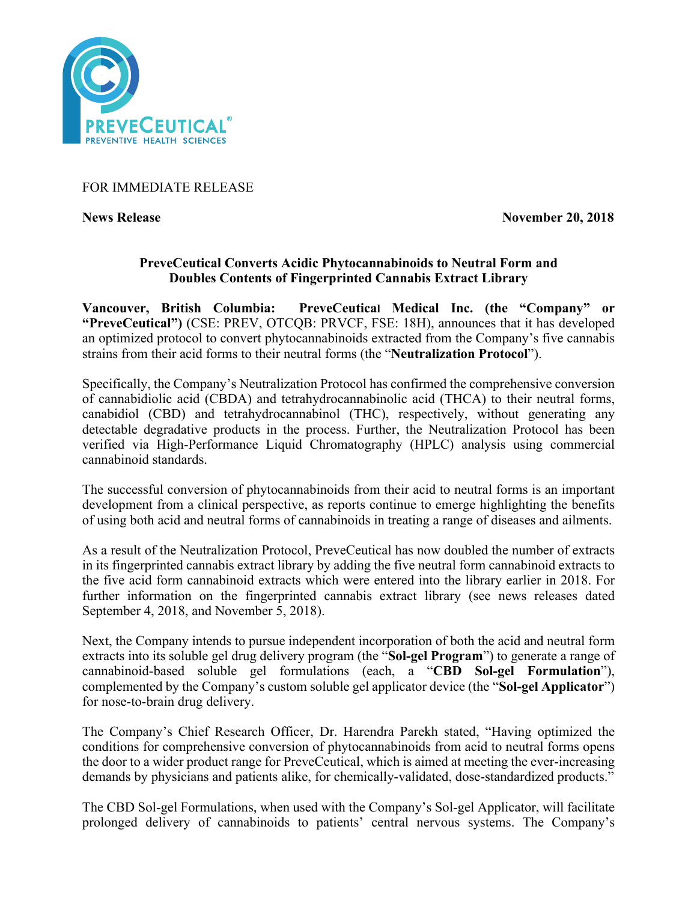FOR IMMEDIATE RELEASE

**News Release** **November 20, 2018**

**PreveCeutical Converts Acidic Phytocannabinoids to Neutral Form and Doubles Contents of Fingerprinted Cannabis Extract Library**

**Vancouver, British Columbia: PreveCeutical Medical Inc. (the "Company" or "PreveCeutical")** (CSE: PREV, OTCQB: PRVCF, FSE: 18H), announces that it has developed an optimized protocol to convert phytocannabinoids extracted from the Company's five cannabis strains from their acid forms to their neutral forms (the "**Neutralization Protocol**").

Specifically, the Company's Neutralization Protocol has confirmed the comprehensive conversion of cannabidiolic acid (CBDA) and tetrahydrocannabinolic acid (THCA) to their neutral forms, canabidiol (CBD) and tetrahydrocannabinol (THC), respectively, without generating any detectable degradative products in the process. Further, the Neutralization Protocol has been verified via High-Performance Liquid Chromatography (HPLC) analysis using commercial cannabinoid standards.

The successful conversion of phytocannabinoids from their acid to neutral forms is an important development from a clinical perspective, as reports continue to emerge highlighting the benefits of using both acid and neutral forms of cannabinoids in treating a range of diseases and ailments.

As a result of the Neutralization Protocol, PreveCeutical has now doubled the number of extracts in its fingerprinted cannabis extract library by adding the five neutral form cannabinoid extracts to the five acid form cannabinoid extracts which were entered into the library earlier in 2018. For further information on the fingerprinted cannabis extract library (see news releases dated September 4, 2018, and November 5, 2018).

Next, the Company intends to pursue independent incorporation of both the acid and neutral form extracts into its soluble gel drug delivery program (the "**Sol-gel Program**") to generate a range of cannabinoid-based soluble gel formulations (each, a "**CBD Sol-gel Formulation**"), complemented by the Company's custom soluble gel applicator device (the "**Sol-gel Applicator**") for nose-to-brain drug delivery.

The Company's Chief Research Officer, Dr. Harendra Parekh stated, "Having optimized the conditions for comprehensive conversion of phytocannabinoids from acid to neutral forms opens the door to a wider product range for PreveCeutical, which is aimed at meeting the ever-increasing demands by physicians and patients alike, for chemically-validated, dose-standardized products."

The CBD Sol-gel Formulations, when used with the Company's Sol-gel Applicator, will facilitate prolonged delivery of cannabinoids to patients' central nervous systems. The Company's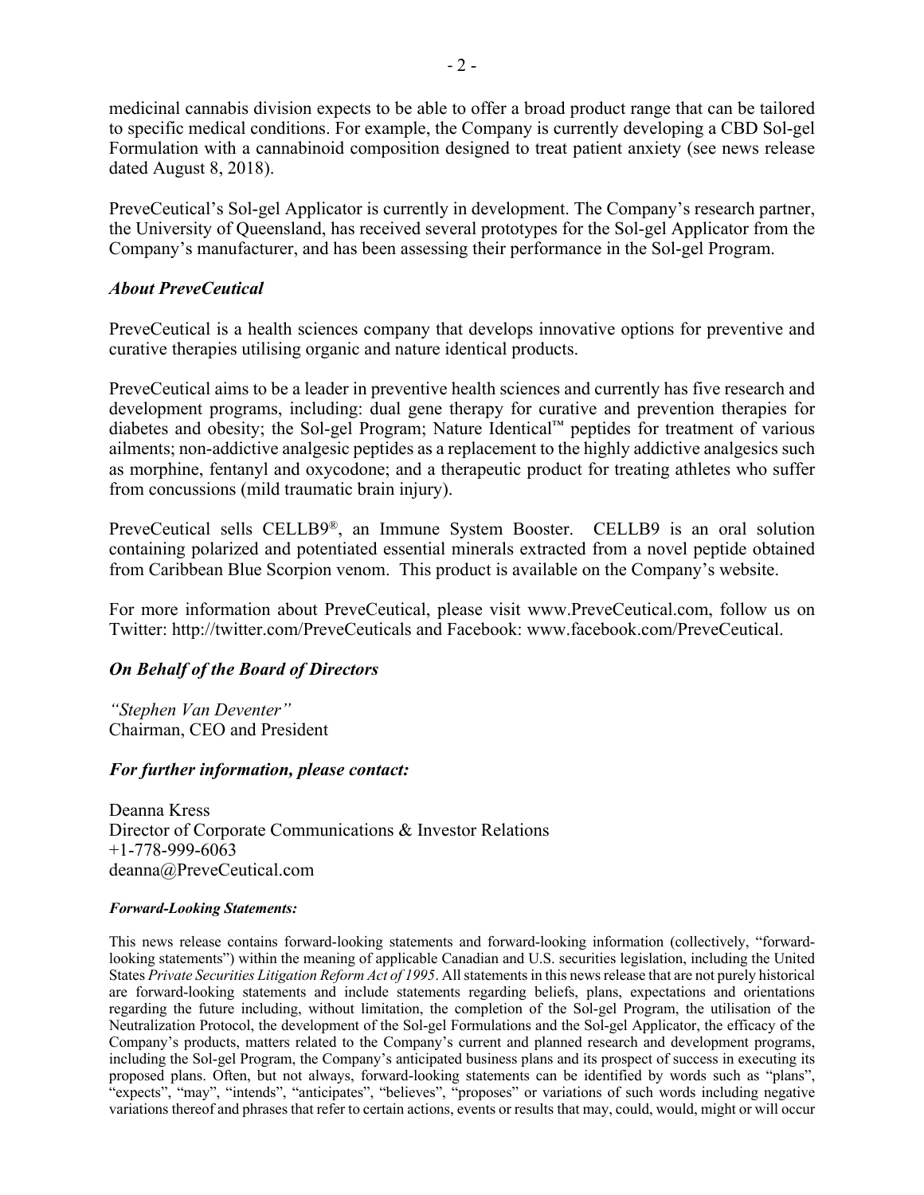medicinal cannabis division expects to be able to offer a broad product range that can be tailored to specific medical conditions. For example, the Company is currently developing a CBD Sol-gel Formulation with a cannabinoid composition designed to treat patient anxiety (see news release dated August 8, 2018).

PreveCeutical's Sol-gel Applicator is currently in development. The Company's research partner, the University of Queensland, has received several prototypes for the Sol-gel Applicator from the Company's manufacturer, and has been assessing their performance in the Sol-gel Program.

### *About PreveCeutical*

PreveCeutical is a health sciences company that develops innovative options for preventive and curative therapies utilising organic and nature identical products.

PreveCeutical aims to be a leader in preventive health sciences and currently has five research and development programs, including: dual gene therapy for curative and prevention therapies for diabetes and obesity; the Sol-gel Program; Nature Identical™ peptides for treatment of various ailments; non-addictive analgesic peptides as a replacement to the highly addictive analgesics such as morphine, fentanyl and oxycodone; and a therapeutic product for treating athletes who suffer from concussions (mild traumatic brain injury).

PreveCeutical sells CELLB9®, an Immune System Booster. CELLB9 is an oral solution containing polarized and potentiated essential minerals extracted from a novel peptide obtained from Caribbean Blue Scorpion venom. This product is available on the Company's website.

For more information about PreveCeutical, please visit www.PreveCeutical.com, follow us on Twitter: http://twitter.com/PreveCeuticals and Facebook: www.facebook.com/PreveCeutical.

### *On Behalf of the Board of Directors*

*"Stephen Van Deventer"*
Chairman, CEO and President

### *For further information, please contact:*

Deanna Kress
Director of Corporate Communications & Investor Relations
+1-778-999-6063
deanna@PreveCeutical.com

***Forward-Looking Statements:***

This news release contains forward-looking statements and forward-looking information (collectively, "forward-looking statements") within the meaning of applicable Canadian and U.S. securities legislation, including the United States *Private Securities Litigation Reform Act of 1995*. All statements in this news release that are not purely historical are forward-looking statements and include statements regarding beliefs, plans, expectations and orientations regarding the future including, without limitation, the completion of the Sol-gel Program, the utilisation of the Neutralization Protocol, the development of the Sol-gel Formulations and the Sol-gel Applicator, the efficacy of the Company's products, matters related to the Company's current and planned research and development programs, including the Sol-gel Program, the Company's anticipated business plans and its prospect of success in executing its proposed plans. Often, but not always, forward-looking statements can be identified by words such as "plans", "expects", "may", "intends", "anticipates", "believes", "proposes" or variations of such words including negative variations thereof and phrases that refer to certain actions, events or results that may, could, would, might or will occur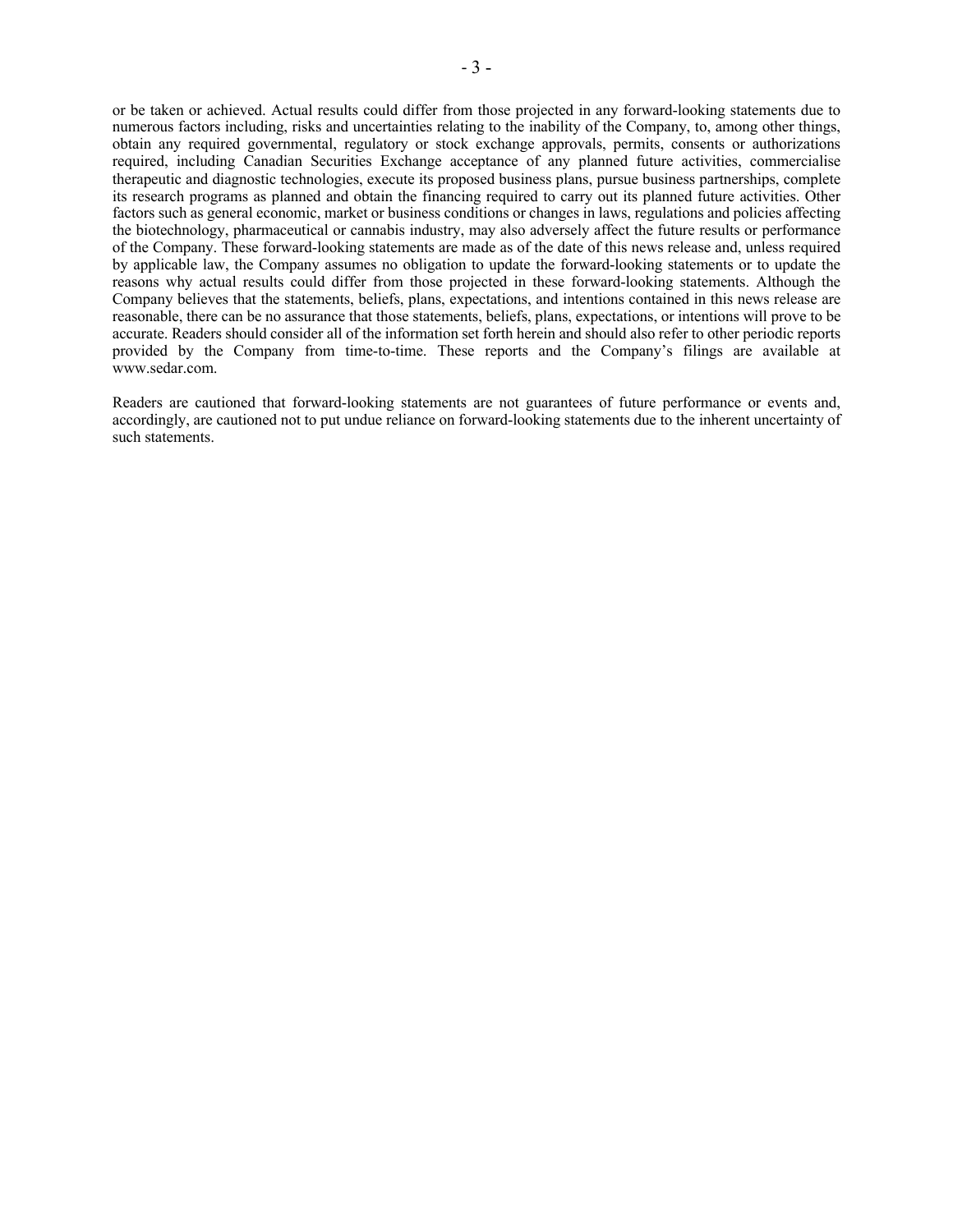or be taken or achieved. Actual results could differ from those projected in any forward-looking statements due to numerous factors including, risks and uncertainties relating to the inability of the Company, to, among other things, obtain any required governmental, regulatory or stock exchange approvals, permits, consents or authorizations required, including Canadian Securities Exchange acceptance of any planned future activities, commercialise therapeutic and diagnostic technologies, execute its proposed business plans, pursue business partnerships, complete its research programs as planned and obtain the financing required to carry out its planned future activities. Other factors such as general economic, market or business conditions or changes in laws, regulations and policies affecting the biotechnology, pharmaceutical or cannabis industry, may also adversely affect the future results or performance of the Company. These forward-looking statements are made as of the date of this news release and, unless required by applicable law, the Company assumes no obligation to update the forward-looking statements or to update the reasons why actual results could differ from those projected in these forward-looking statements. Although the Company believes that the statements, beliefs, plans, expectations, and intentions contained in this news release are reasonable, there can be no assurance that those statements, beliefs, plans, expectations, or intentions will prove to be accurate. Readers should consider all of the information set forth herein and should also refer to other periodic reports provided by the Company from time-to-time. These reports and the Company's filings are available at www.sedar.com.

Readers are cautioned that forward-looking statements are not guarantees of future performance or events and, accordingly, are cautioned not to put undue reliance on forward-looking statements due to the inherent uncertainty of such statements.